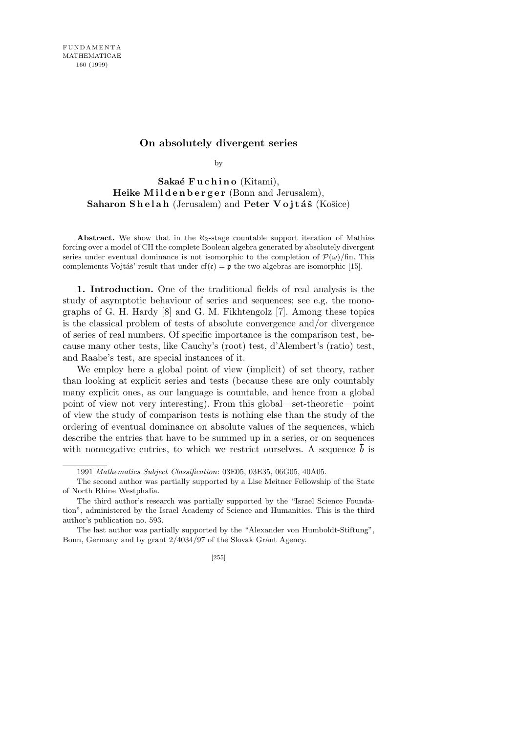# On absolutely divergent series

by

**Sakaé Fuchino** (Kitami),
**Heike Mildenberger** (Bonn and Jerusalem),
**Saharon Shelah** (Jerusalem) and **Peter Vojtáš** (Košice)

**Abstract.** We show that in the $\aleph_2$-stage countable support iteration of Mathias forcing over a model of CH the complete Boolean algebra generated by absolutely divergent series under eventual dominance is not isomorphic to the completion of $\mathcal{P}(\omega)/\mathrm{fin}$. This complements Vojtáš' result that under $\mathrm{cf}(\mathfrak{c}) = \mathfrak{p}$ the two algebras are isomorphic [15].

**1. Introduction.** One of the traditional fields of real analysis is the study of asymptotic behaviour of series and sequences; see e.g. the monographs of G. H. Hardy [8] and G. M. Fikhtengolz [7]. Among these topics is the classical problem of tests of absolute convergence and/or divergence of series of real numbers. Of specific importance is the comparison test, because many other tests, like Cauchy's (root) test, d'Alembert's (ratio) test, and Raabe's test, are special instances of it.

We employ here a global point of view (implicit) of set theory, rather than looking at explicit series and tests (because these are only countably many explicit ones, as our language is countable, and hence from a global point of view not very interesting). From this global—set-theoretic—point of view the study of comparison tests is nothing else than the study of the ordering of eventual dominance on absolute values of the sequences, which describe the entries that have to be summed up in a series, or on sequences with nonnegative entries, to which we restrict ourselves. A sequence $\overline{b}$ is

---

1991 *Mathematics Subject Classification*: 03E05, 03E35, 06G05, 40A05.

The second author was partially supported by a Lise Meitner Fellowship of the State of North Rhine Westphalia.

The third author's research was partially supported by the "Israel Science Foundation", administered by the Israel Academy of Science and Humanities. This is the third author's publication no. 593.

The last author was partially supported by the "Alexander von Humboldt-Stiftung", Bonn, Germany and by grant 2/4034/97 of the Slovak Grant Agency.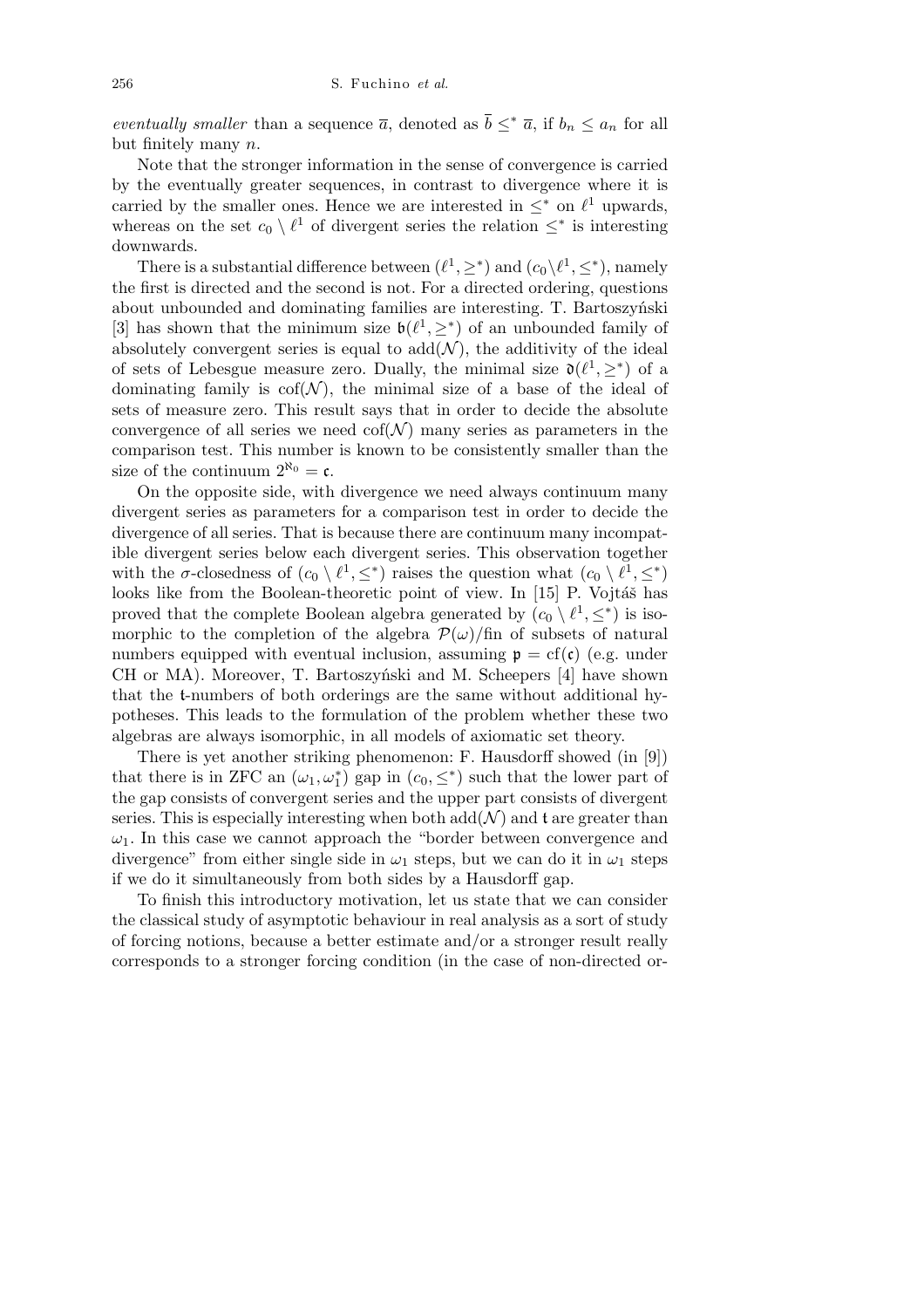*eventually smaller* than a sequence $\overline{a}$, denoted as $\overline{b} \leq^* \overline{a}$, if $b_n \leq a_n$ for all but finitely many $n$.

Note that the stronger information in the sense of convergence is carried by the eventually greater sequences, in contrast to divergence where it is carried by the smaller ones. Hence we are interested in $\leq^*$ on $\ell^1$ upwards, whereas on the set $c_0 \setminus \ell^1$ of divergent series the relation $\leq^*$ is interesting downwards.

There is a substantial difference between $(\ell^1, \geq^*)$ and $(c_0 \setminus \ell^1, \leq^*)$, namely the first is directed and the second is not. For a directed ordering, questions about unbounded and dominating families are interesting. T. Bartoszyński [3] has shown that the minimum size $\mathfrak{b}(\ell^1, \geq^*)$ of an unbounded family of absolutely convergent series is equal to $\mathrm{add}(\mathcal{N})$, the additivity of the ideal of sets of Lebesgue measure zero. Dually, the minimal size $\mathfrak{d}(\ell^1, \geq^*)$ of a dominating family is $\mathrm{cof}(\mathcal{N})$, the minimal size of a base of the ideal of sets of measure zero. This result says that in order to decide the absolute convergence of all series we need $\mathrm{cof}(\mathcal{N})$ many series as parameters in the comparison test. This number is known to be consistently smaller than the size of the continuum $2^{\aleph_0} = \mathfrak{c}$.

On the opposite side, with divergence we need always continuum many divergent series as parameters for a comparison test in order to decide the divergence of all series. That is because there are continuum many incompatible divergent series below each divergent series. This observation together with the $\sigma$-closedness of $(c_0 \setminus \ell^1, \leq^*)$ raises the question what $(c_0 \setminus \ell^1, \leq^*)$ looks like from the Boolean-theoretic point of view. In [15] P. Vojtáš has proved that the complete Boolean algebra generated by $(c_0 \setminus \ell^1, \leq^*)$ is isomorphic to the completion of the algebra $\mathcal{P}(\omega)/\mathrm{fin}$ of subsets of natural numbers equipped with eventual inclusion, assuming $\mathfrak{p} = \mathrm{cf}(\mathfrak{c})$ (e.g. under CH or MA). Moreover, T. Bartoszyński and M. Scheepers [4] have shown that the $\mathfrak{t}$-numbers of both orderings are the same without additional hypotheses. This leads to the formulation of the problem whether these two algebras are always isomorphic, in all models of axiomatic set theory.

There is yet another striking phenomenon: F. Hausdorff showed (in [9]) that there is in ZFC an $(\omega_1, \omega_1^*)$ gap in $(c_0, \leq^*)$ such that the lower part of the gap consists of convergent series and the upper part consists of divergent series. This is especially interesting when both $\mathrm{add}(\mathcal{N})$ and $\mathfrak{t}$ are greater than $\omega_1$. In this case we cannot approach the "border between convergence and divergence" from either single side in $\omega_1$ steps, but we can do it in $\omega_1$ steps if we do it simultaneously from both sides by a Hausdorff gap.

To finish this introductory motivation, let us state that we can consider the classical study of asymptotic behaviour in real analysis as a sort of study of forcing notions, because a better estimate and/or a stronger result really corresponds to a stronger forcing condition (in the case of non-directed or-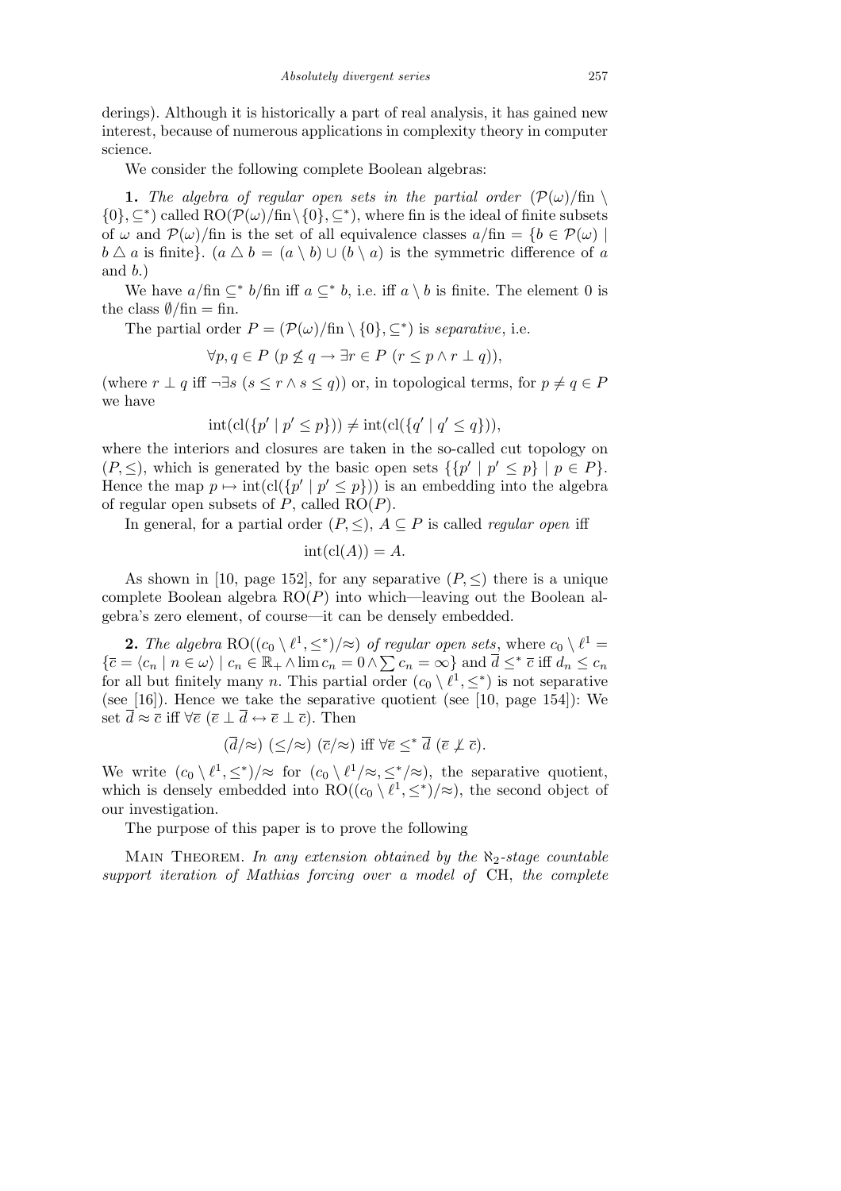derings). Although it is historically a part of real analysis, it has gained new interest, because of numerous applications in complexity theory in computer science.

We consider the following complete Boolean algebras:

**1.** *The algebra of regular open sets in the partial order* $(\mathcal{P}(\omega)/\text{fin} \setminus \{0\}, \subseteq^*)$ called $\text{RO}(\mathcal{P}(\omega)/\text{fin} \setminus \{0\}, \subseteq^*)$, where fin is the ideal of finite subsets of $\omega$ and $\mathcal{P}(\omega)/\text{fin}$ is the set of all equivalence classes $a/\text{fin} = \{b \in \mathcal{P}(\omega) \mid b \triangle a \text{ is finite}\}$. ($a \triangle b = (a \setminus b) \cup (b \setminus a)$ is the symmetric difference of $a$ and $b$.)

We have $a/\text{fin} \subseteq^* b/\text{fin}$ iff $a \subseteq^* b$, i.e. iff $a \setminus b$ is finite. The element 0 is the class $\emptyset/\text{fin} = \text{fin}$.

The partial order $P = (\mathcal{P}(\omega)/\text{fin} \setminus \{0\}, \subseteq^*)$ is *separative*, i.e.

$$\forall p, q \in P \; (p \not\leq q \rightarrow \exists r \in P \; (r \leq p \wedge r \perp q)),$$

(where $r \perp q$ iff $\neg \exists s \; (s \leq r \wedge s \leq q)$) or, in topological terms, for $p \neq q \in P$ we have

$$\text{int}(\text{cl}(\{p' \mid p' \leq p\})) \neq \text{int}(\text{cl}(\{q' \mid q' \leq q\})),$$

where the interiors and closures are taken in the so-called cut topology on $(P, \leq)$, which is generated by the basic open sets $\{\{p' \mid p' \leq p\} \mid p \in P\}$. Hence the map $p \mapsto \text{int}(\text{cl}(\{p' \mid p' \leq p\}))$ is an embedding into the algebra of regular open subsets of $P$, called $\text{RO}(P)$.

In general, for a partial order $(P, \leq)$, $A \subseteq P$ is called *regular open* iff

$$\text{int}(\text{cl}(A)) = A.$$

As shown in [10, page 152], for any separative $(P, \leq)$ there is a unique complete Boolean algebra $\text{RO}(P)$ into which—leaving out the Boolean algebra's zero element, of course—it can be densely embedded.

**2.** *The algebra* $\text{RO}((c_0 \setminus \ell^1, \leq^*)/\approx)$ *of regular open sets*, where $c_0 \setminus \ell^1 = \{\overline{c} = \langle c_n \mid n \in \omega \rangle \mid c_n \in \mathbb{R}_+ \wedge \lim c_n = 0 \wedge \sum c_n = \infty\}$ and $\overline{d} \leq^* \overline{c}$ iff $d_n \leq c_n$ for all but finitely many $n$. This partial order $(c_0 \setminus \ell^1, \leq^*)$ is not separative (see [16]). Hence we take the separative quotient (see [10, page 154]): We set $\overline{d} \approx \overline{c}$ iff $\forall \overline{e} \; (\overline{e} \perp \overline{d} \leftrightarrow \overline{e} \perp \overline{c})$. Then

$$(\overline{d}/\approx) \; (\leq/\approx) \; (\overline{c}/\approx) \text{ iff } \forall \overline{e} \leq^* \overline{d} \; (\overline{e} \not\perp \overline{c}).$$

We write $(c_0 \setminus \ell^1, \leq^*)/\approx$ for $(c_0 \setminus \ell^1/\approx, \leq^*/\approx)$, the separative quotient, which is densely embedded into $\text{RO}((c_0 \setminus \ell^1, \leq^*)/\approx)$, the second object of our investigation.

The purpose of this paper is to prove the following

Main Theorem. *In any extension obtained by the $\aleph_2$-stage countable support iteration of Mathias forcing over a model of* CH, *the complete*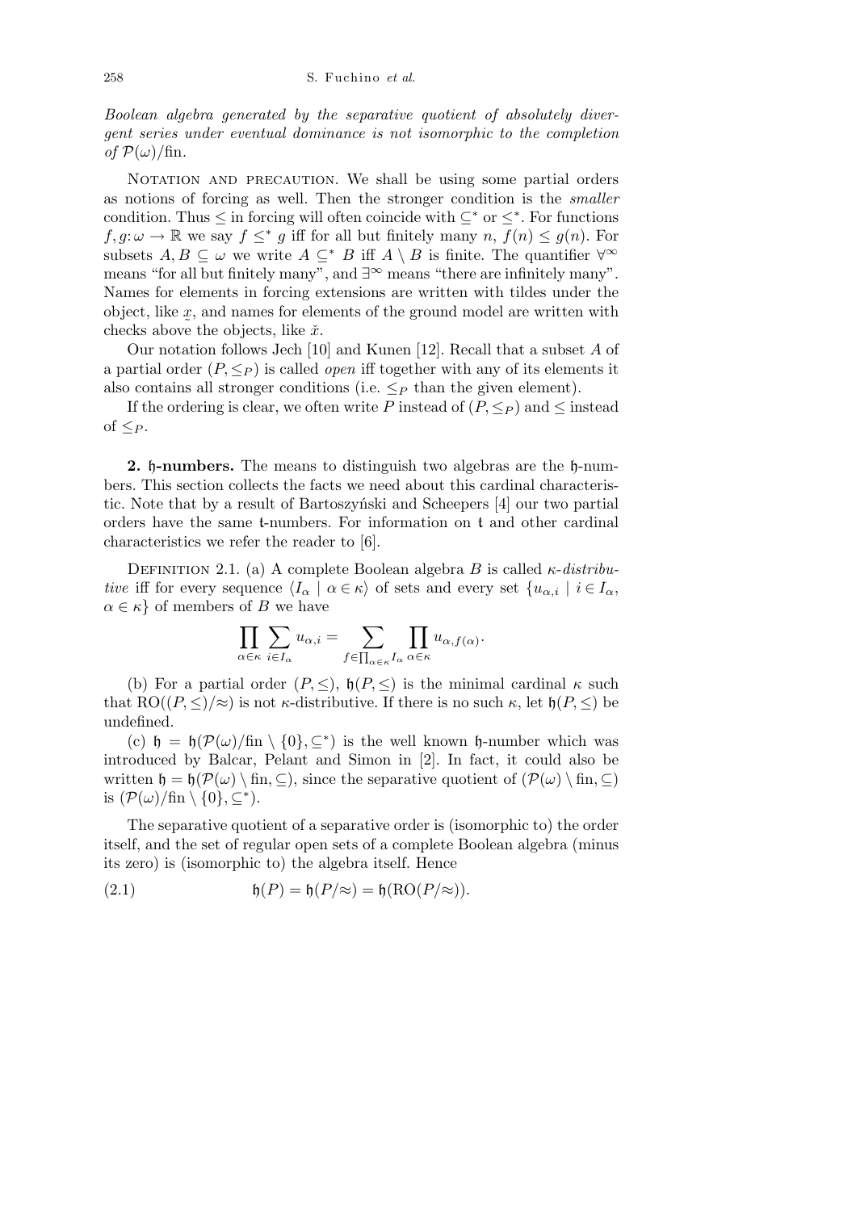*Boolean algebra generated by the separative quotient of absolutely divergent series under eventual dominance is not isomorphic to the completion of $\mathcal{P}(\omega)/\mathrm{fin}$.*

Notation and precaution. We shall be using some partial orders as notions of forcing as well. Then the stronger condition is the *smaller* condition. Thus $\leq$ in forcing will often coincide with $\subseteq^*$ or $\leq^*$. For functions $f, g\colon \omega \to \mathbb{R}$ we say $f \leq^* g$ iff for all but finitely many $n$, $f(n) \leq g(n)$. For subsets $A, B \subseteq \omega$ we write $A \subseteq^* B$ iff $A \setminus B$ is finite. The quantifier $\forall^\infty$ means "for all but finitely many", and $\exists^\infty$ means "there are infinitely many". Names for elements in forcing extensions are written with tildes under the object, like $\underset{\sim}{x}$, and names for elements of the ground model are written with checks above the objects, like $\check{x}$.

Our notation follows Jech [10] and Kunen [12]. Recall that a subset $A$ of a partial order $(P, \leq_P)$ is called *open* iff together with any of its elements it also contains all stronger conditions (i.e. $\leq_P$ than the given element).

If the ordering is clear, we often write $P$ instead of $(P, \leq_P)$ and $\leq$ instead of $\leq_P$.

**2. $\mathfrak{h}$-numbers.** The means to distinguish two algebras are the $\mathfrak{h}$-numbers. This section collects the facts we need about this cardinal characteristic. Note that by a result of Bartoszyński and Scheepers [4] our two partial orders have the same $\mathfrak{t}$-numbers. For information on $\mathfrak{t}$ and other cardinal characteristics we refer the reader to [6].

Definition 2.1. (a) A complete Boolean algebra $B$ is called *$\kappa$-distributive* iff for every sequence $\langle I_\alpha \mid \alpha \in \kappa \rangle$ of sets and every set $\{u_{\alpha,i} \mid i \in I_\alpha, \alpha \in \kappa\}$ of members of $B$ we have

$$\prod_{\alpha \in \kappa} \sum_{i \in I_\alpha} u_{\alpha,i} = \sum_{f \in \prod_{\alpha \in \kappa} I_\alpha} \prod_{\alpha \in \kappa} u_{\alpha, f(\alpha)}.$$

(b) For a partial order $(P, \leq)$, $\mathfrak{h}(P, \leq)$ is the minimal cardinal $\kappa$ such that $\mathrm{RO}((P, \leq)/\approx)$ is not $\kappa$-distributive. If there is no such $\kappa$, let $\mathfrak{h}(P, \leq)$ be undefined.

(c) $\mathfrak{h} = \mathfrak{h}(\mathcal{P}(\omega)/\mathrm{fin} \setminus \{0\}, \subseteq^*)$ is the well known $\mathfrak{h}$-number which was introduced by Balcar, Pelant and Simon in [2]. In fact, it could also be written $\mathfrak{h} = \mathfrak{h}(\mathcal{P}(\omega) \setminus \mathrm{fin}, \subseteq)$, since the separative quotient of $(\mathcal{P}(\omega) \setminus \mathrm{fin}, \subseteq)$ is $(\mathcal{P}(\omega)/\mathrm{fin} \setminus \{0\}, \subseteq^*)$.

The separative quotient of a separative order is (isomorphic to) the order itself, and the set of regular open sets of a complete Boolean algebra (minus its zero) is (isomorphic to) the algebra itself. Hence

$$\mathfrak{h}(P) = \mathfrak{h}(P/\approx) = \mathfrak{h}(\mathrm{RO}(P/\approx)). \tag{2.1}$$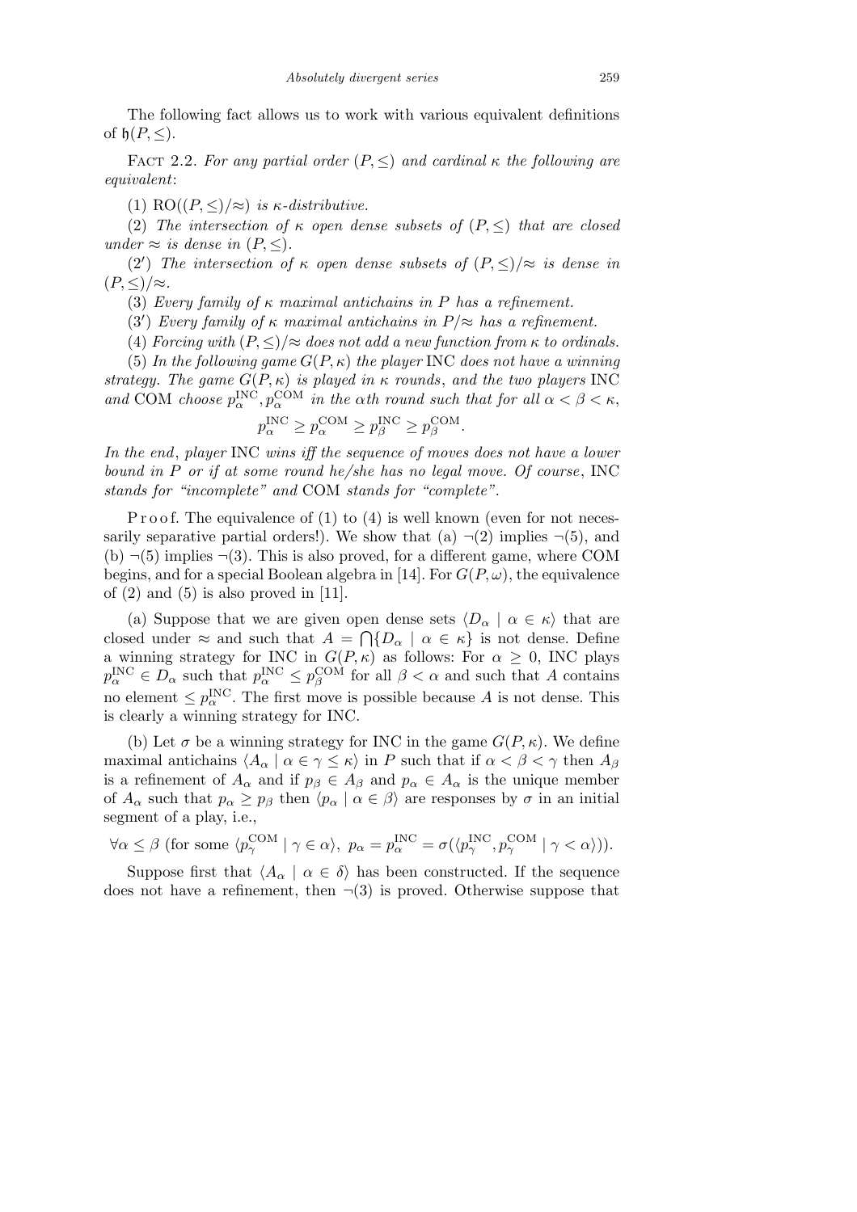The following fact allows us to work with various equivalent definitions of $\mathfrak{h}(P,\le)$.

FACT 2.2. *For any partial order $(P,\le)$ and cardinal $\kappa$ the following are equivalent*:

(1) $\mathrm{RO}((P,\le)/\approx)$ *is $\kappa$-distributive.*

(2) *The intersection of $\kappa$ open dense subsets of $(P,\le)$ that are closed under $\approx$ is dense in $(P,\le)$.*

(2′) *The intersection of $\kappa$ open dense subsets of $(P,\le)/\approx$ is dense in $(P,\le)/\approx$.*

(3) *Every family of $\kappa$ maximal antichains in $P$ has a refinement.*

(3′) *Every family of $\kappa$ maximal antichains in $P/\approx$ has a refinement.*

(4) *Forcing with $(P,\le)/\approx$ does not add a new function from $\kappa$ to ordinals.*

(5) *In the following game $G(P,\kappa)$ the player* INC *does not have a winning strategy. The game $G(P,\kappa)$ is played in $\kappa$ rounds, and the two players* INC *and* COM *choose $p^{\mathrm{INC}}_\alpha, p^{\mathrm{COM}}_\alpha$ in the $\alpha$th round such that for all $\alpha<\beta<\kappa$,*

$$p^{\mathrm{INC}}_\alpha \ge p^{\mathrm{COM}}_\alpha \ge p^{\mathrm{INC}}_\beta \ge p^{\mathrm{COM}}_\beta.$$

*In the end, player* INC *wins iff the sequence of moves does not have a lower bound in $P$ or if at some round he/she has no legal move. Of course,* INC *stands for "incomplete" and* COM *stands for "complete".*

Proof. The equivalence of (1) to (4) is well known (even for not necessarily separative partial orders!). We show that (a) $\neg(2)$ implies $\neg(5)$, and (b) $\neg(5)$ implies $\neg(3)$. This is also proved, for a different game, where COM begins, and for a special Boolean algebra in [14]. For $G(P,\omega)$, the equivalence of (2) and (5) is also proved in [11].

(a) Suppose that we are given open dense sets $\langle D_\alpha \mid \alpha\in\kappa\rangle$ that are closed under $\approx$ and such that $A=\bigcap\{D_\alpha \mid \alpha\in\kappa\}$ is not dense. Define a winning strategy for INC in $G(P,\kappa)$ as follows: For $\alpha\ge 0$, INC plays $p^{\mathrm{INC}}_\alpha\in D_\alpha$ such that $p^{\mathrm{INC}}_\alpha \le p^{\mathrm{COM}}_\beta$ for all $\beta<\alpha$ and such that $A$ contains no element $\le p^{\mathrm{INC}}_\alpha$. The first move is possible because $A$ is not dense. This is clearly a winning strategy for INC.

(b) Let $\sigma$ be a winning strategy for INC in the game $G(P,\kappa)$. We define maximal antichains $\langle A_\alpha \mid \alpha\in\gamma\le\kappa\rangle$ in $P$ such that if $\alpha<\beta<\gamma$ then $A_\beta$ is a refinement of $A_\alpha$ and if $p_\beta\in A_\beta$ and $p_\alpha\in A_\alpha$ is the unique member of $A_\alpha$ such that $p_\alpha\ge p_\beta$ then $\langle p_\alpha \mid \alpha\in\beta\rangle$ are responses by $\sigma$ in an initial segment of a play, i.e.,

$$\forall\alpha\le\beta \text{ (for some } \langle p^{\mathrm{COM}}_\gamma \mid \gamma\in\alpha\rangle,\ p_\alpha = p^{\mathrm{INC}}_\alpha = \sigma(\langle p^{\mathrm{INC}}_\gamma, p^{\mathrm{COM}}_\gamma \mid \gamma<\alpha\rangle)).$$

Suppose first that $\langle A_\alpha \mid \alpha\in\delta\rangle$ has been constructed. If the sequence does not have a refinement, then $\neg(3)$ is proved. Otherwise suppose that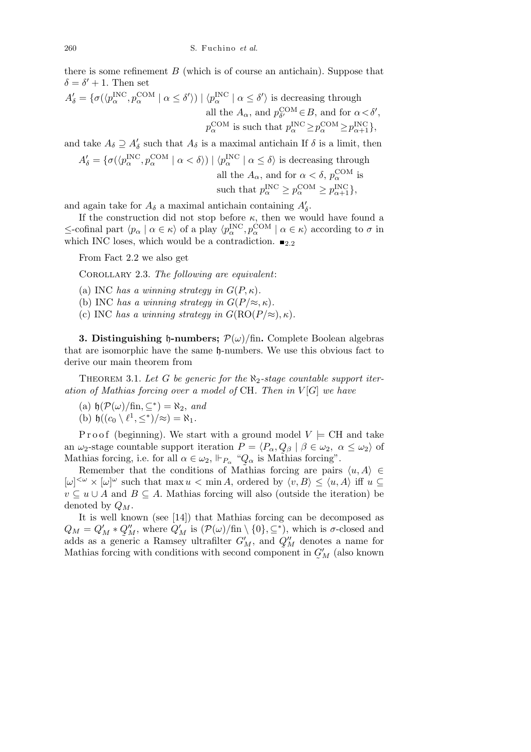there is some refinement $B$ (which is of course an antichain). Suppose that $\delta = \delta' + 1$. Then set

$$A'_\delta = \{\sigma(\langle p_\alpha^{\mathrm{INC}}, p_\alpha^{\mathrm{COM}} \mid \alpha \le \delta'\rangle) \mid \langle p_\alpha^{\mathrm{INC}} \mid \alpha \le \delta'\rangle \text{ is decreasing through all the } A_\alpha, \text{ and } p_{\delta'}^{\mathrm{COM}} \in B, \text{ and for } \alpha < \delta', p_\alpha^{\mathrm{COM}} \text{ is such that } p_\alpha^{\mathrm{INC}} \ge p_\alpha^{\mathrm{COM}} \ge p_{\alpha+1}^{\mathrm{INC}}\},$$

and take $A_\delta \supseteq A'_\delta$ such that $A_\delta$ is a maximal antichain If $\delta$ is a limit, then

$$A'_\delta = \{\sigma(\langle p_\alpha^{\mathrm{INC}}, p_\alpha^{\mathrm{COM}} \mid \alpha < \delta\rangle) \mid \langle p_\alpha^{\mathrm{INC}} \mid \alpha \le \delta\rangle \text{ is decreasing through all the } A_\alpha, \text{ and for } \alpha < \delta, p_\alpha^{\mathrm{COM}} \text{ is such that } p_\alpha^{\mathrm{INC}} \ge p_\alpha^{\mathrm{COM}} \ge p_{\alpha+1}^{\mathrm{INC}}\},$$

and again take for $A_\delta$ a maximal antichain containing $A'_\delta$.

If the construction did not stop before $\kappa$, then we would have found a $\le$-cofinal part $\langle p_\alpha \mid \alpha \in \kappa\rangle$ of a play $\langle p_\alpha^{\mathrm{INC}}, p_\alpha^{\mathrm{COM}} \mid \alpha \in \kappa\rangle$ according to $\sigma$ in which INC loses, which would be a contradiction. $\blacksquare_{2.2}$

From Fact 2.2 we also get

Corollary 2.3. *The following are equivalent*:

(a) INC *has a winning strategy in* $G(P, \kappa)$.

(b) INC *has a winning strategy in* $G(P/{\approx}, \kappa)$.

(c) INC *has a winning strategy in* $G(\mathrm{RO}(P/{\approx}), \kappa)$.

## 3. Distinguishing $\mathfrak{h}$-numbers; $\mathcal{P}(\omega)/\mathrm{fin}$.

Complete Boolean algebras that are isomorphic have the same $\mathfrak{h}$-numbers. We use this obvious fact to derive our main theorem from

Theorem 3.1. *Let $G$ be generic for the $\aleph_2$-stage countable support iteration of Mathias forcing over a model of* CH. *Then in $V[G]$ we have*

(a) $\mathfrak{h}(\mathcal{P}(\omega)/\mathrm{fin}, \subseteq^*) = \aleph_2$, *and*

(b) $\mathfrak{h}((c_0 \setminus \ell^1, \le^*)/{\approx}) = \aleph_1$.

Proof (beginning). We start with a ground model $V \models$ CH and take an $\omega_2$-stage countable support iteration $P = \langle P_\alpha, \underset{\sim}{Q}_\beta \mid \beta \in \omega_2,\ \alpha \le \omega_2\rangle$ of Mathias forcing, i.e. for all $\alpha \in \omega_2$, $\Vdash_{P_\alpha}$ "$\underset{\sim}{Q}_\alpha$ is Mathias forcing".

Remember that the conditions of Mathias forcing are pairs $\langle u, A\rangle \in [\omega]^{<\omega} \times [\omega]^\omega$ such that $\max u < \min A$, ordered by $\langle v, B\rangle \le \langle u, A\rangle$ iff $u \subseteq v \subseteq u \cup A$ and $B \subseteq A$. Mathias forcing will also (outside the iteration) be denoted by $Q_M$.

It is well known (see [14]) that Mathias forcing can be decomposed as $Q_M = Q'_M * \underset{\sim}{Q}''_M$, where $Q'_M$ is $(\mathcal{P}(\omega)/\mathrm{fin} \setminus \{0\}, \subseteq^*)$, which is $\sigma$-closed and adds as a generic a Ramsey ultrafilter $G'_M$, and $\underset{\sim}{Q}''_M$ denotes a name for Mathias forcing with conditions with second component in $\underset{\sim}{G}'_M$ (also known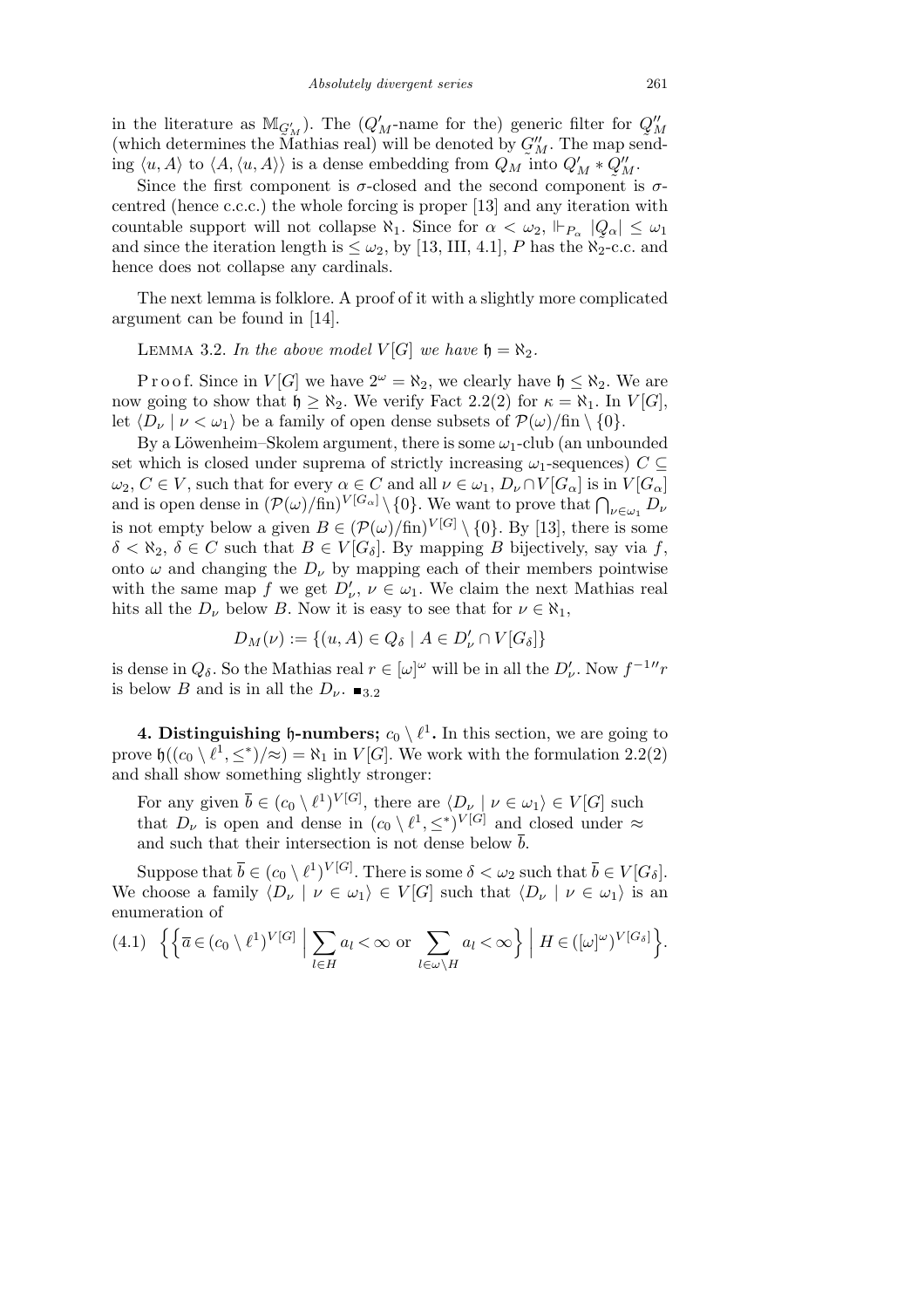in the literature as $\mathbb{M}_{\underset{\sim}{G}'_M}$). The ($Q'_M$-name for the) generic filter for $\underset{\sim}{Q}''_M$ (which determines the Mathias real) will be denoted by $\underset{\sim}{G}''_M$. The map sending $\langle u, A\rangle$ to $\langle A, \langle u, A\rangle\rangle$ is a dense embedding from $Q_M$ into $Q'_M * \underset{\sim}{Q}''_M$.

Since the first component is $\sigma$-closed and the second component is $\sigma$-centred (hence c.c.c.) the whole forcing is proper [13] and any iteration with countable support will not collapse $\aleph_1$. Since for $\alpha < \omega_2$, $\Vdash_{P_\alpha} |Q_\alpha| \leq \omega_1$ and since the iteration length is $\leq \omega_2$, by [13, III, 4.1], $P$ has the $\aleph_2$-c.c. and hence does not collapse any cardinals.

The next lemma is folklore. A proof of it with a slightly more complicated argument can be found in [14].

Lemma 3.2. *In the above model $V[G]$ we have $\mathfrak{h} = \aleph_2$.*

Proof. Since in $V[G]$ we have $2^\omega = \aleph_2$, we clearly have $\mathfrak{h} \leq \aleph_2$. We are now going to show that $\mathfrak{h} \geq \aleph_2$. We verify Fact 2.2(2) for $\kappa = \aleph_1$. In $V[G]$, let $\langle D_\nu \mid \nu < \omega_1\rangle$ be a family of open dense subsets of $\mathcal{P}(\omega)/\mathrm{fin} \setminus \{0\}$.

By a Löwenheim–Skolem argument, there is some $\omega_1$-club (an unbounded set which is closed under suprema of strictly increasing $\omega_1$-sequences) $C \subseteq \omega_2$, $C \in V$, such that for every $\alpha \in C$ and all $\nu \in \omega_1$, $D_\nu \cap V[G_\alpha]$ is in $V[G_\alpha]$ and is open dense in $(\mathcal{P}(\omega)/\mathrm{fin})^{V[G_\alpha]} \setminus \{0\}$. We want to prove that $\bigcap_{\nu\in\omega_1} D_\nu$ is not empty below a given $B \in (\mathcal{P}(\omega)/\mathrm{fin})^{V[G]} \setminus \{0\}$. By [13], there is some $\delta < \aleph_2$, $\delta \in C$ such that $B \in V[G_\delta]$. By mapping $B$ bijectively, say via $f$, onto $\omega$ and changing the $D_\nu$ by mapping each of their members pointwise with the same map $f$ we get $D'_\nu$, $\nu \in \omega_1$. We claim the next Mathias real hits all the $D_\nu$ below $B$. Now it is easy to see that for $\nu \in \aleph_1$,

$$D_M(\nu) := \{(u, A) \in Q_\delta \mid A \in D'_\nu \cap V[G_\delta]\}$$

is dense in $Q_\delta$. So the Mathias real $r \in [\omega]^\omega$ will be in all the $D'_\nu$. Now $f^{-1}{}''r$ is below $B$ and is in all the $D_\nu$. $\blacksquare_{3.2}$

**4. Distinguishing $\mathfrak{h}$-numbers; $c_0 \setminus \ell^1$.** In this section, we are going to prove $\mathfrak{h}((c_0 \setminus \ell^1, \leq^*)/\approx) = \aleph_1$ in $V[G]$. We work with the formulation 2.2(2) and shall show something slightly stronger:

For any given $\overline{b} \in (c_0 \setminus \ell^1)^{V[G]}$, there are $\langle D_\nu \mid \nu \in \omega_1\rangle \in V[G]$ such that $D_\nu$ is open and dense in $(c_0 \setminus \ell^1, \leq^*)^{V[G]}$ and closed under $\approx$ and such that their intersection is not dense below $\overline{b}$.

Suppose that $\overline{b} \in (c_0 \setminus \ell^1)^{V[G]}$. There is some $\delta < \omega_2$ such that $\overline{b} \in V[G_\delta]$. We choose a family $\langle D_\nu \mid \nu \in \omega_1\rangle \in V[G]$ such that $\langle D_\nu \mid \nu \in \omega_1\rangle$ is an enumeration of

$$\Big\{\Big\{\overline{a} \in (c_0 \setminus \ell^1)^{V[G]} \;\Big|\; \sum_{l\in H} a_l < \infty \text{ or } \sum_{l\in\omega\setminus H} a_l < \infty\Big\} \;\Big|\; H \in ([\omega]^\omega)^{V[G_\delta]}\Big\}. \tag{4.1}$$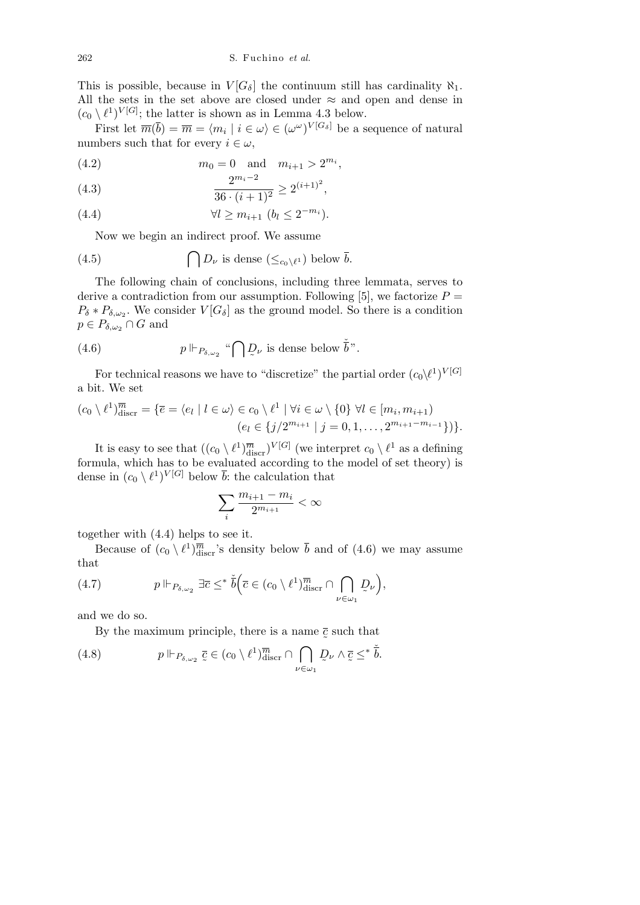This is possible, because in $V[G_\delta]$ the continuum still has cardinality $\aleph_1$. All the sets in the set above are closed under $\approx$ and open and dense in $(c_0 \setminus \ell^1)^{V[G]}$; the latter is shown as in Lemma 4.3 below.

First let $\overline{m}(\overline{b}) = \overline{m} = \langle m_i \mid i \in \omega \rangle \in (\omega^\omega)^{V[G_\delta]}$ be a sequence of natural numbers such that for every $i \in \omega$,

$$m_0 = 0 \quad \text{and} \quad m_{i+1} > 2^{m_i}, \tag{4.2}$$

$$\frac{2^{m_i - 2}}{36 \cdot (i+1)^2} \geq 2^{(i+1)^2}, \tag{4.3}$$

$$\forall l \geq m_{i+1} \ (b_l \leq 2^{-m_i}). \tag{4.4}$$

Now we begin an indirect proof. We assume

$$\bigcap D_\nu \text{ is dense } (\leq_{c_0 \setminus \ell^1}) \text{ below } \overline{b}. \tag{4.5}$$

The following chain of conclusions, including three lemmata, serves to derive a contradiction from our assumption. Following [5], we factorize $P = P_\delta * P_{\delta,\omega_2}$. We consider $V[G_\delta]$ as the ground model. So there is a condition $p \in P_{\delta,\omega_2} \cap G$ and

$$p \Vdash_{P_{\delta,\omega_2}} \text{“}\bigcap \underset{\sim}{D}_\nu \text{ is dense below } \check{\overline{b}}\text{”}. \tag{4.6}$$

For technical reasons we have to “discretize” the partial order $(c_0 \setminus \ell^1)^{V[G]}$ a bit. We set

$$(c_0 \setminus \ell^1)^{\overline{m}}_{\mathrm{discr}} = \{\overline{e} = \langle e_l \mid l \in \omega \rangle \in c_0 \setminus \ell^1 \mid \forall i \in \omega \setminus \{0\} \ \forall l \in [m_i, m_{i+1}) \\ (e_l \in \{j/2^{m_{i+1}} \mid j = 0, 1, \ldots, 2^{m_{i+1} - m_{i-1}}\})\}.$$

It is easy to see that $((c_0 \setminus \ell^1)^{\overline{m}}_{\mathrm{discr}})^{V[G]}$ (we interpret $c_0 \setminus \ell^1$ as a defining formula, which has to be evaluated according to the model of set theory) is dense in $(c_0 \setminus \ell^1)^{V[G]}$ below $\overline{b}$: the calculation that

$$\sum_i \frac{m_{i+1} - m_i}{2^{m_{i+1}}} < \infty$$

together with (4.4) helps to see it.

Because of $(c_0 \setminus \ell^1)^{\overline{m}}_{\mathrm{discr}}$'s density below $\overline{b}$ and of (4.6) we may assume that

$$p \Vdash_{P_{\delta,\omega_2}} \exists \overline{c} \leq^* \check{\overline{b}} \Big( \overline{c} \in (c_0 \setminus \ell^1)^{\overline{m}}_{\mathrm{discr}} \cap \bigcap_{\nu \in \omega_1} \underset{\sim}{D}_\nu \Big), \tag{4.7}$$

and we do so.

By the maximum principle, there is a name $\underset{\sim}{\overline{c}}$ such that

$$p \Vdash_{P_{\delta,\omega_2}} \underset{\sim}{\overline{c}} \in (c_0 \setminus \ell^1)^{\overline{m}}_{\mathrm{discr}} \cap \bigcap_{\nu \in \omega_1} \underset{\sim}{D}_\nu \wedge \underset{\sim}{\overline{c}} \leq^* \check{\overline{b}}. \tag{4.8}$$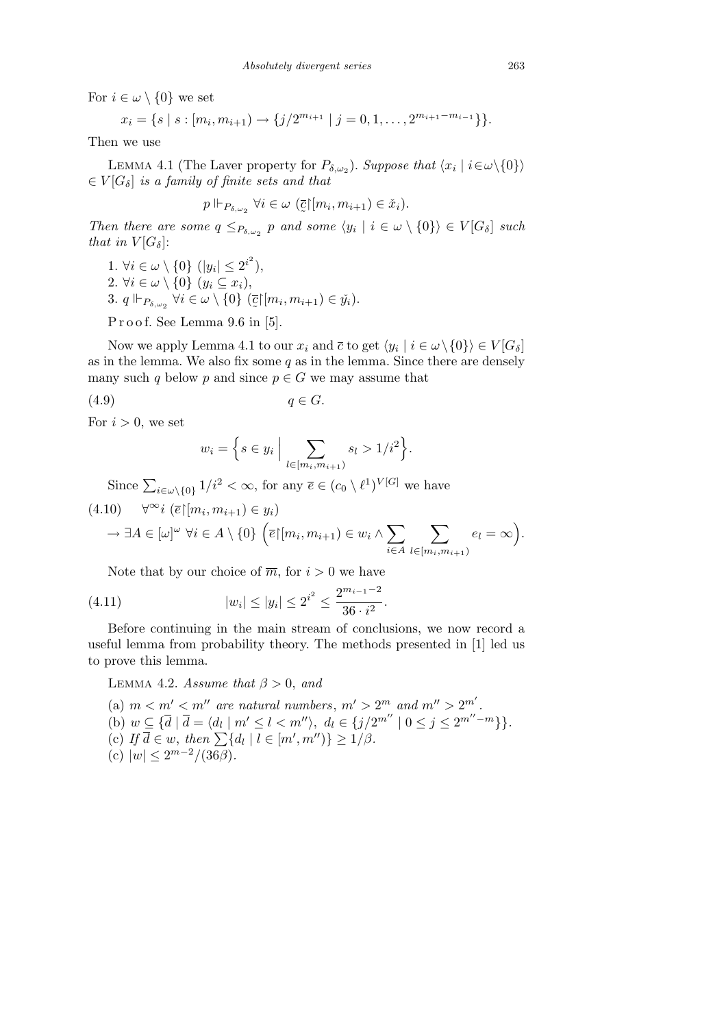For $i \in \omega \setminus \{0\}$ we set

$$x_i = \{s \mid s : [m_i, m_{i+1}) \to \{j/2^{m_{i+1}} \mid j = 0, 1, \ldots, 2^{m_{i+1} - m_{i-1}}\}\}.$$

Then we use

Lemma 4.1 (The Laver property for $P_{\delta,\omega_2}$). *Suppose that* $\langle x_i \mid i \in \omega \setminus \{0\}\rangle \in V[G_\delta]$ *is a family of finite sets and that*

$$p \Vdash_{P_{\delta,\omega_2}} \forall i \in \omega \ (\underset{\sim}{\overline{c}} \upharpoonright [m_i, m_{i+1}) \in \check{x}_i).$$

*Then there are some* $q \leq_{P_{\delta,\omega_2}} p$ *and some* $\langle y_i \mid i \in \omega \setminus \{0\}\rangle \in V[G_\delta]$ *such that in* $V[G_\delta]$:

1. $\forall i \in \omega \setminus \{0\} \ (|y_i| \leq 2^{i^2})$,
2. $\forall i \in \omega \setminus \{0\} \ (y_i \subseteq x_i)$,
3. $q \Vdash_{P_{\delta,\omega_2}} \forall i \in \omega \setminus \{0\} \ (\underset{\sim}{\overline{c}} \upharpoonright [m_i, m_{i+1}) \in \check{y}_i)$.

Proof. See Lemma 9.6 in [5].

Now we apply Lemma 4.1 to our $x_i$ and $\overline{c}$ to get $\langle y_i \mid i \in \omega \setminus \{0\}\rangle \in V[G_\delta]$ as in the lemma. We also fix some $q$ as in the lemma. Since there are densely many such $q$ below $p$ and since $p \in G$ we may assume that

$$q \in G. \tag{4.9}$$

For $i > 0$, we set

$$w_i = \Big\{ s \in y_i \ \Big| \sum_{l \in [m_i, m_{i+1})} s_l > 1/i^2 \Big\}.$$

Since $\sum_{i \in \omega \setminus \{0\}} 1/i^2 < \infty$, for any $\overline{e} \in (c_0 \setminus \ell^1)^{V[G]}$ we have

$$\begin{aligned} (4.10) \quad & \forall^\infty i \ (\overline{e} \upharpoonright [m_i, m_{i+1}) \in y_i) \\ & \to \exists A \in [\omega]^\omega \ \forall i \in A \setminus \{0\} \ \Big( \overline{e} \upharpoonright [m_i, m_{i+1}) \in w_i \wedge \sum_{i \in A} \sum_{l \in [m_i, m_{i+1})} e_l = \infty \Big). \end{aligned}$$

Note that by our choice of $\overline{m}$, for $i > 0$ we have

$$|w_i| \leq |y_i| \leq 2^{i^2} \leq \frac{2^{m_{i-1} - 2}}{36 \cdot i^2}. \tag{4.11}$$

Before continuing in the main stream of conclusions, we now record a useful lemma from probability theory. The methods presented in [1] led us to prove this lemma.

Lemma 4.2. *Assume that* $\beta > 0$, *and*

(a) $m < m' < m''$ *are natural numbers*, $m' > 2^m$ *and* $m'' > 2^{m'}$.
(b) $w \subseteq \{\overline{d} \mid \overline{d} = \langle d_l \mid m' \leq l < m'' \rangle, \ d_l \in \{j/2^{m''} \mid 0 \leq j \leq 2^{m'' - m}\}\}$.
(c) *If* $\overline{d} \in w$, *then* $\sum \{d_l \mid l \in [m', m'')\} \geq 1/\beta$.
(c) $|w| \leq 2^{m-2}/(36\beta)$.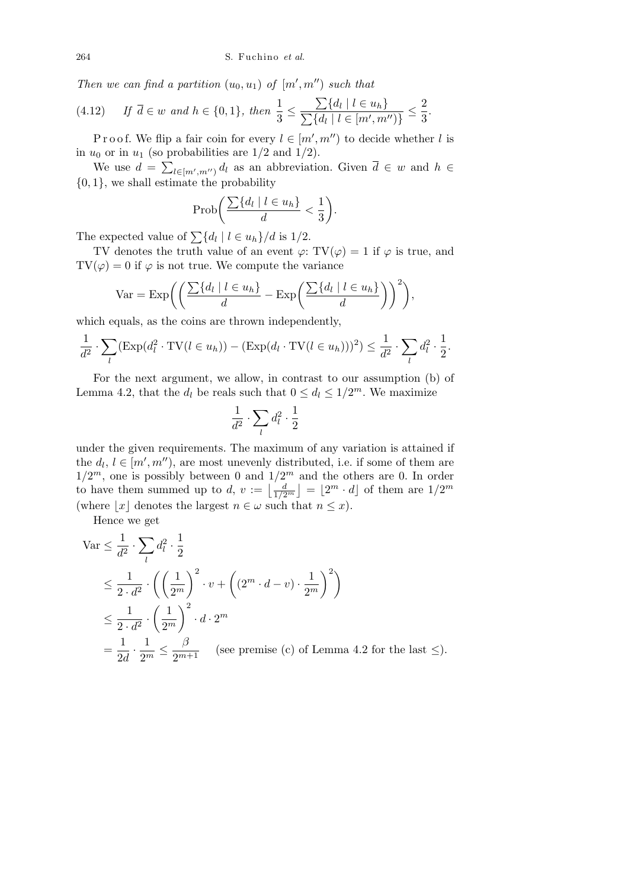*Then we can find a partition* $(u_0, u_1)$ *of* $[m', m'')$ *such that*

$$\text{(4.12)} \qquad \textit{If } \overline{d} \in w \textit{ and } h \in \{0,1\}, \textit{ then } \frac{1}{3} \le \frac{\sum\{d_l \mid l \in u_h\}}{\sum\{d_l \mid l \in [m', m'')\}} \le \frac{2}{3}.$$

Proof. We flip a fair coin for every $l \in [m', m'')$ to decide whether $l$ is in $u_0$ or in $u_1$ (so probabilities are $1/2$ and $1/2$).

We use $d = \sum_{l \in [m', m'')} d_l$ as an abbreviation. Given $\overline{d} \in w$ and $h \in \{0,1\}$, we shall estimate the probability

$$\operatorname{Prob}\biggl(\frac{\sum\{d_l \mid l \in u_h\}}{d} < \frac{1}{3}\biggr).$$

The expected value of $\sum\{d_l \mid l \in u_h\}/d$ is $1/2$.

TV denotes the truth value of an event $\varphi$: $\mathrm{TV}(\varphi) = 1$ if $\varphi$ is true, and $\mathrm{TV}(\varphi) = 0$ if $\varphi$ is not true. We compute the variance

$$\mathrm{Var} = \mathrm{Exp}\biggl(\biggl(\frac{\sum\{d_l \mid l \in u_h\}}{d} - \mathrm{Exp}\biggl(\frac{\sum\{d_l \mid l \in u_h\}}{d}\biggr)\biggr)^2\biggr),$$

which equals, as the coins are thrown independently,

$$\frac{1}{d^2} \cdot \sum_l (\mathrm{Exp}(d_l^2 \cdot \mathrm{TV}(l \in u_h)) - (\mathrm{Exp}(d_l \cdot \mathrm{TV}(l \in u_h)))^2) \le \frac{1}{d^2} \cdot \sum_l d_l^2 \cdot \frac{1}{2}.$$

For the next argument, we allow, in contrast to our assumption (b) of Lemma 4.2, that the $d_l$ be reals such that $0 \le d_l \le 1/2^m$. We maximize

$$\frac{1}{d^2} \cdot \sum_l d_l^2 \cdot \frac{1}{2}$$

under the given requirements. The maximum of any variation is attained if the $d_l$, $l \in [m', m'')$, are most unevenly distributed, i.e. if some of them are $1/2^m$, one is possibly between 0 and $1/2^m$ and the others are 0. In order to have them summed up to $d$, $v := \bigl\lfloor \frac{d}{1/2^m} \bigr\rfloor = \lfloor 2^m \cdot d \rfloor$ of them are $1/2^m$ (where $\lfloor x \rfloor$ denotes the largest $n \in \omega$ such that $n \le x$).

Hence we get

$$\begin{aligned}
\mathrm{Var} &\le \frac{1}{d^2} \cdot \sum_l d_l^2 \cdot \frac{1}{2} \\
&\le \frac{1}{2 \cdot d^2} \cdot \biggl(\biggl(\frac{1}{2^m}\biggr)^2 \cdot v + \biggl((2^m \cdot d - v) \cdot \frac{1}{2^m}\biggr)^2\biggr) \\
&\le \frac{1}{2 \cdot d^2} \cdot \biggl(\frac{1}{2^m}\biggr)^2 \cdot d \cdot 2^m \\
&= \frac{1}{2d} \cdot \frac{1}{2^m} \le \frac{\beta}{2^{m+1}} \quad \text{(see premise (c) of Lemma 4.2 for the last } \le\text{).}
\end{aligned}$$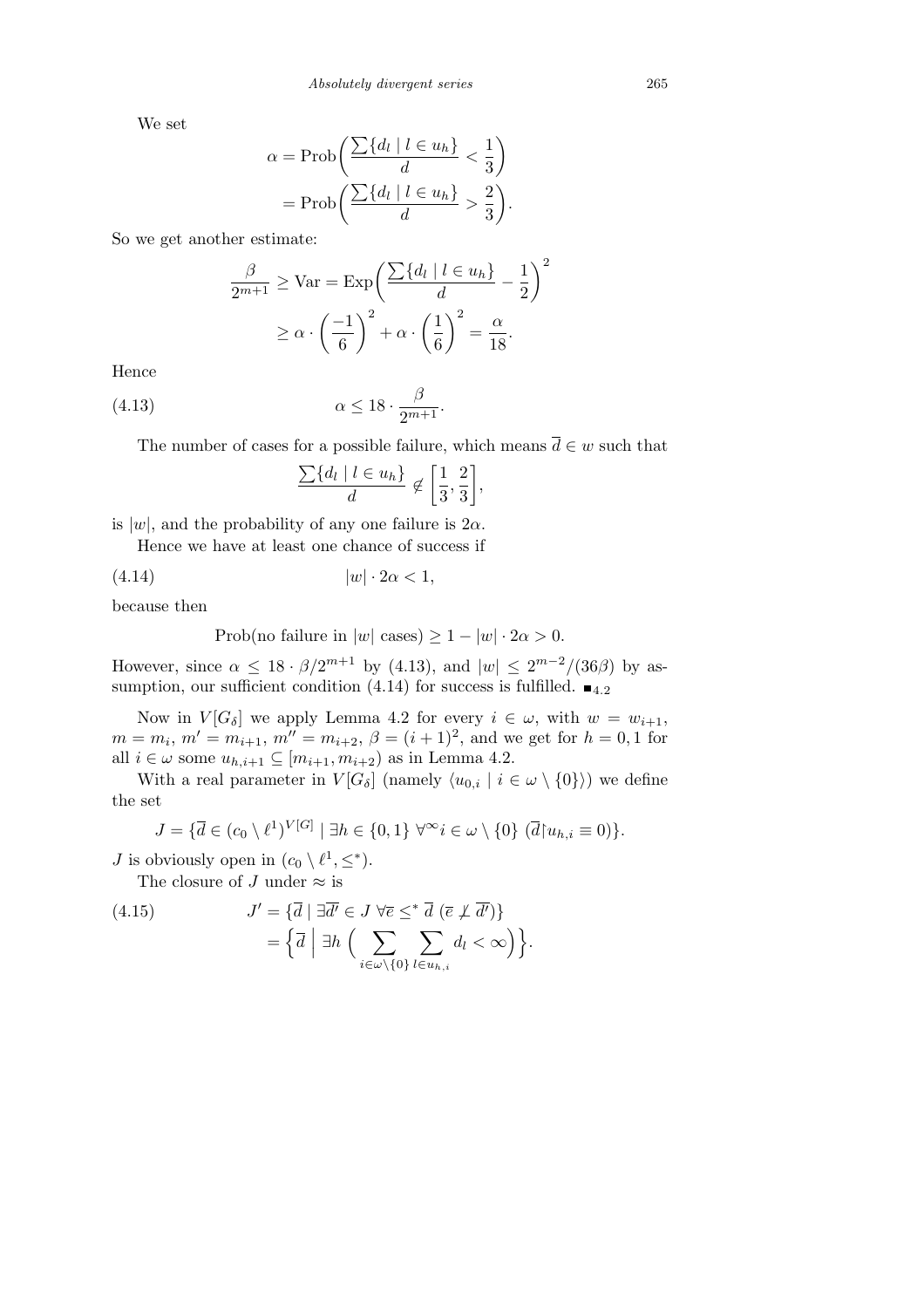We set

$$\alpha = \operatorname{Prob}\biggl(\frac{\sum\{d_l \mid l \in u_h\}}{d} < \frac{1}{3}\biggr)$$
$$= \operatorname{Prob}\biggl(\frac{\sum\{d_l \mid l \in u_h\}}{d} > \frac{2}{3}\biggr).$$

So we get another estimate:

$$\frac{\beta}{2^{m+1}} \geq \operatorname{Var} = \operatorname{Exp}\biggl(\frac{\sum\{d_l \mid l \in u_h\}}{d} - \frac{1}{2}\biggr)^2$$
$$\geq \alpha \cdot \left(\frac{-1}{6}\right)^2 + \alpha \cdot \left(\frac{1}{6}\right)^2 = \frac{\alpha}{18}.$$

Hence

$$\alpha \leq 18 \cdot \frac{\beta}{2^{m+1}}. \tag{4.13}$$

The number of cases for a possible failure, which means $\overline{d} \in w$ such that

$$\frac{\sum\{d_l \mid l \in u_h\}}{d} \notin \left[\frac{1}{3}, \frac{2}{3}\right],$$

is $|w|$, and the probability of any one failure is $2\alpha$.

Hence we have at least one chance of success if

$$|w| \cdot 2\alpha < 1, \tag{4.14}$$

because then

$$\operatorname{Prob}(\text{no failure in } |w| \text{ cases}) \geq 1 - |w| \cdot 2\alpha > 0.$$

However, since $\alpha \leq 18 \cdot \beta/2^{m+1}$ by (4.13), and $|w| \leq 2^{m-2}/(36\beta)$ by assumption, our sufficient condition (4.14) for success is fulfilled. $\blacksquare_{4.2}$

Now in $V[G_\delta]$ we apply Lemma 4.2 for every $i \in \omega$, with $w = w_{i+1}$, $m = m_i$, $m' = m_{i+1}$, $m'' = m_{i+2}$, $\beta = (i+1)^2$, and we get for $h = 0, 1$ for all $i \in \omega$ some $u_{h,i+1} \subseteq [m_{i+1}, m_{i+2})$ as in Lemma 4.2.

With a real parameter in $V[G_\delta]$ (namely $\langle u_{0,i} \mid i \in \omega \setminus \{0\}\rangle$) we define the set

$$J = \{\overline{d} \in (c_0 \setminus \ell^1)^{V[G]} \mid \exists h \in \{0,1\}\ \forall^\infty i \in \omega \setminus \{0\}\ (\overline{d}{\restriction}u_{h,i} \equiv 0)\}.$$

$J$ is obviously open in $(c_0 \setminus \ell^1, \leq^*)$.

The closure of $J$ under $\approx$ is

$$J' = \{\overline{d} \mid \exists \overline{d'} \in J\ \forall \overline{e} \leq^* \overline{d}\ (\overline{e} \not\perp \overline{d'})\}$$
$$= \Bigl\{\overline{d} \Bigm| \exists h \Bigl(\sum_{i \in \omega \setminus \{0\}} \sum_{l \in u_{h,i}} d_l < \infty\Bigr)\Bigr\}. \tag{4.15}$$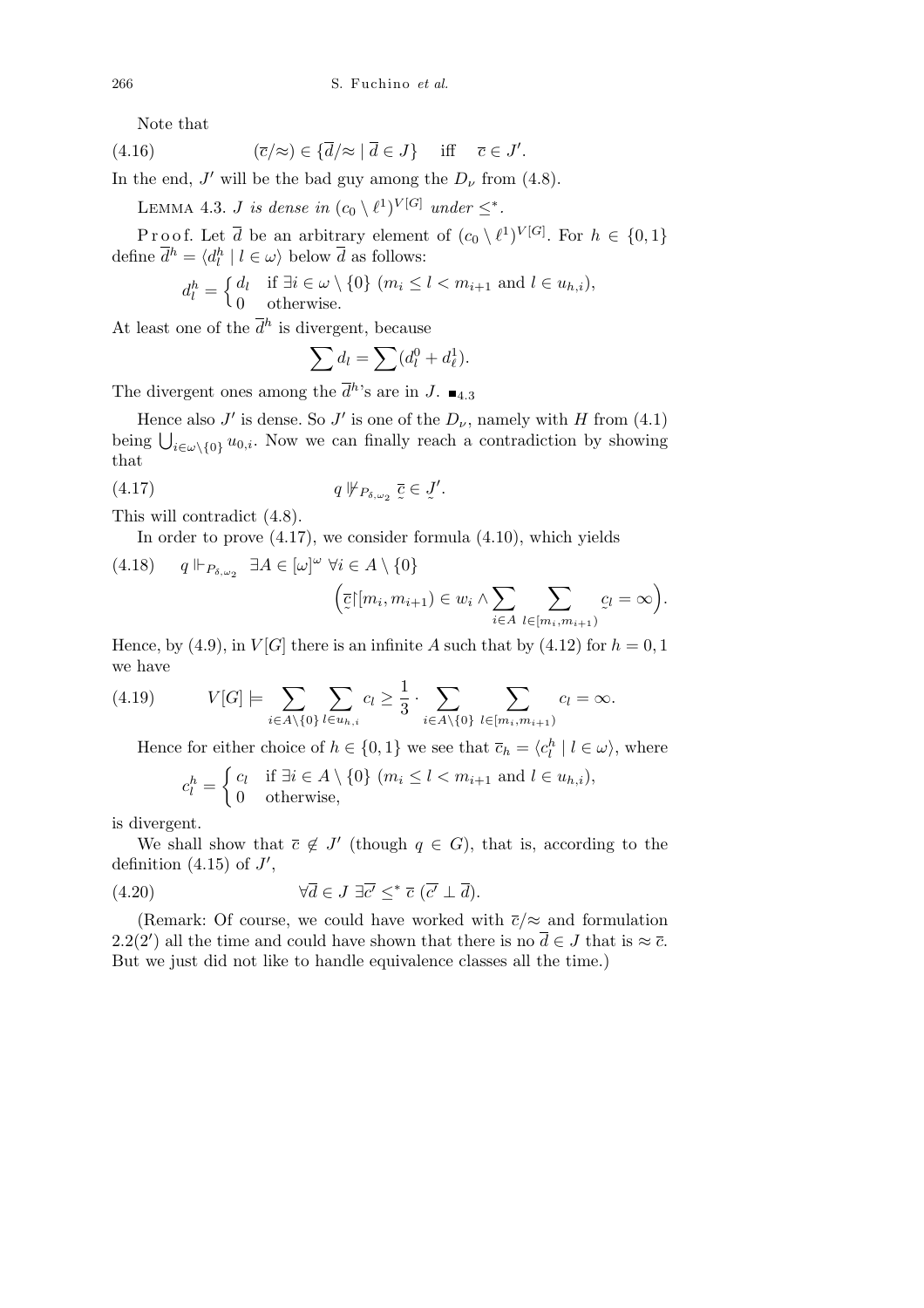Note that

$$(\overline{c}/\approx) \in \{\overline{d}/\approx \mid \overline{d} \in J\} \quad \text{iff} \quad \overline{c} \in J'. \tag{4.16}$$

In the end, $J'$ will be the bad guy among the $D_\nu$ from (4.8).

LEMMA 4.3. *$J$ is dense in $(c_0 \setminus \ell^1)^{V[G]}$ under $\leq^*$.*

Proof. Let $\overline{d}$ be an arbitrary element of $(c_0 \setminus \ell^1)^{V[G]}$. For $h \in \{0,1\}$ define $\overline{d}^h = \langle d_l^h \mid l \in \omega\rangle$ below $\overline{d}$ as follows:

$$d_l^h = \begin{cases} d_l & \text{if } \exists i \in \omega \setminus \{0\}\ (m_i \leq l < m_{i+1} \text{ and } l \in u_{h,i}), \\ 0 & \text{otherwise.} \end{cases}$$

At least one of the $\overline{d}^h$ is divergent, because

$$\sum d_l = \sum (d_l^0 + d_\ell^1).$$

The divergent ones among the $\overline{d}^h$'s are in $J$. $\blacksquare_{4.3}$

Hence also $J'$ is dense. So $J'$ is one of the $D_\nu$, namely with $H$ from (4.1) being $\bigcup_{i\in\omega\setminus\{0\}} u_{0,i}$. Now we can finally reach a contradiction by showing that

$$q \not\Vdash_{P_{\delta,\omega_2}} \underset{\sim}{\overline{c}} \in \underset{\sim}{J'}. \tag{4.17}$$

This will contradict (4.8).

In order to prove (4.17), we consider formula (4.10), which yields

$$q \Vdash_{P_{\delta,\omega_2}} \exists A \in [\omega]^\omega\ \forall i \in A \setminus \{0\} \Big(\underset{\sim}{\overline{c}}\restriction[m_i, m_{i+1}) \in w_i \wedge \sum_{i\in A} \sum_{l\in[m_i,m_{i+1})} \underset{\sim}{c}_l = \infty\Big). \tag{4.18}$$

Hence, by (4.9), in $V[G]$ there is an infinite $A$ such that by (4.12) for $h = 0,1$ we have

$$V[G] \models \sum_{i\in A\setminus\{0\}} \sum_{l\in u_{h,i}} c_l \geq \frac{1}{3} \cdot \sum_{i\in A\setminus\{0\}} \sum_{l\in[m_i,m_{i+1})} c_l = \infty. \tag{4.19}$$

Hence for either choice of $h \in \{0,1\}$ we see that $\overline{c}_h = \langle c_l^h \mid l \in \omega\rangle$, where

$$c_l^h = \begin{cases} c_l & \text{if } \exists i \in A \setminus \{0\}\ (m_i \leq l < m_{i+1} \text{ and } l \in u_{h,i}), \\ 0 & \text{otherwise,} \end{cases}$$

is divergent.

We shall show that $\overline{c} \notin J'$ (though $q \in G$), that is, according to the definition (4.15) of $J'$,

$$\forall \overline{d} \in J\ \exists \overline{c'} \leq^* \overline{c}\ (\overline{c'} \perp \overline{d}). \tag{4.20}$$

(Remark: Of course, we could have worked with $\overline{c}/\approx$ and formulation 2.2(2′) all the time and could have shown that there is no $\overline{d} \in J$ that is $\approx \overline{c}$. But we just did not like to handle equivalence classes all the time.)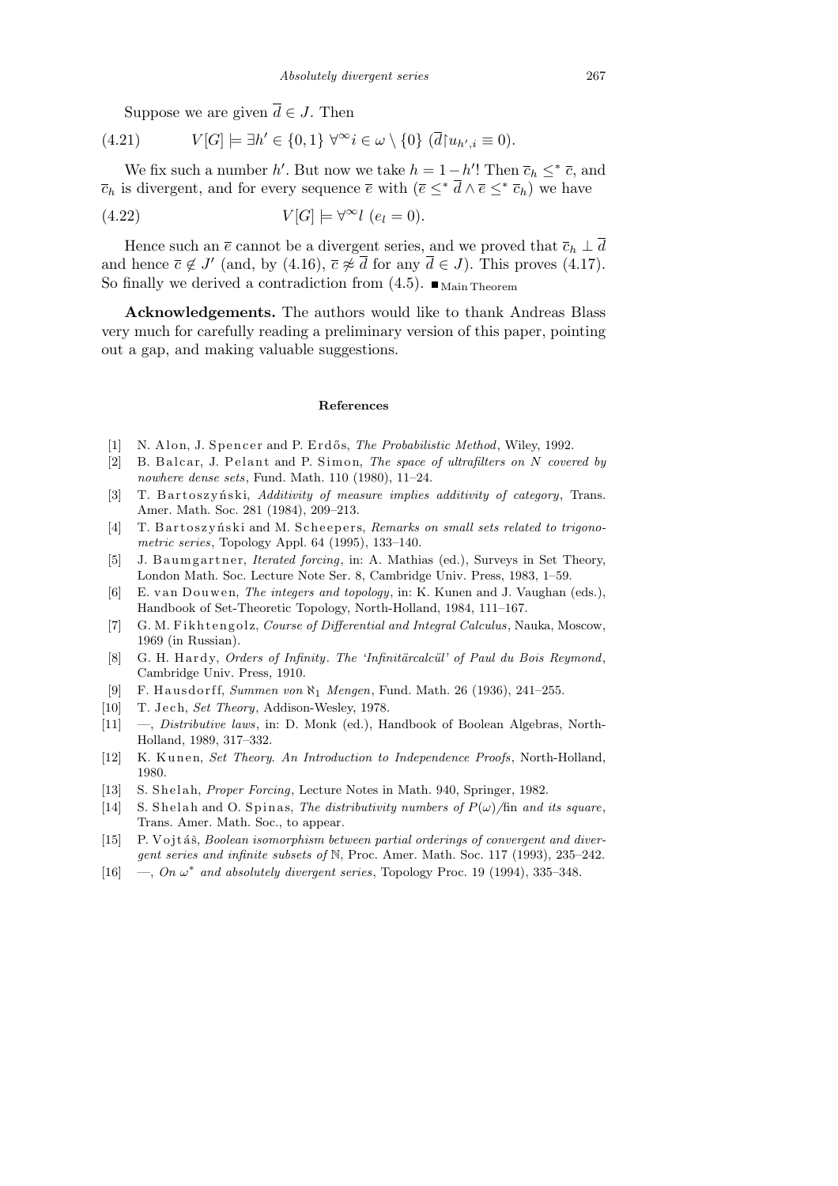Suppose we are given $\overline{d} \in J$. Then

$$V[G] \models \exists h' \in \{0,1\}\ \forall^\infty i \in \omega \setminus \{0\}\ (\overline{d} {\restriction} u_{h',i} \equiv 0). \tag{4.21}$$

We fix such a number $h'$. But now we take $h = 1 - h'$! Then $\overline{c}_h \leq^* \overline{c}$, and $\overline{c}_h$ is divergent, and for every sequence $\overline{e}$ with $(\overline{e} \leq^* \overline{d} \wedge \overline{e} \leq^* \overline{c}_h)$ we have

$$V[G] \models \forall^\infty l\ (e_l = 0). \tag{4.22}$$

Hence such an $\overline{e}$ cannot be a divergent series, and we proved that $\overline{c}_h \perp \overline{d}$ and hence $\overline{c} \notin J'$ (and, by (4.16), $\overline{c} \not\approx \overline{d}$ for any $\overline{d} \in J$). This proves (4.17). So finally we derived a contradiction from (4.5). ■$_{\text{Main Theorem}}$

**Acknowledgements.** The authors would like to thank Andreas Blass very much for carefully reading a preliminary version of this paper, pointing out a gap, and making valuable suggestions.

## References

[1] N. Alon, J. Spencer and P. Erdős, *The Probabilistic Method*, Wiley, 1992.

[2] B. Balcar, J. Pelant and P. Simon, *The space of ultrafilters on N covered by nowhere dense sets*, Fund. Math. 110 (1980), 11–24.

[3] T. Bartoszyński, *Additivity of measure implies additivity of category*, Trans. Amer. Math. Soc. 281 (1984), 209–213.

[4] T. Bartoszyński and M. Scheepers, *Remarks on small sets related to trigonometric series*, Topology Appl. 64 (1995), 133–140.

[5] J. Baumgartner, *Iterated forcing*, in: A. Mathias (ed.), Surveys in Set Theory, London Math. Soc. Lecture Note Ser. 8, Cambridge Univ. Press, 1983, 1–59.

[6] E. van Douwen, *The integers and topology*, in: K. Kunen and J. Vaughan (eds.), Handbook of Set-Theoretic Topology, North-Holland, 1984, 111–167.

[7] G. M. Fikhtengolz, *Course of Differential and Integral Calculus*, Nauka, Moscow, 1969 (in Russian).

[8] G. H. Hardy, *Orders of Infinity. The 'Infinitärcalcül' of Paul du Bois Reymond*, Cambridge Univ. Press, 1910.

[9] F. Hausdorff, *Summen von $\aleph_1$ Mengen*, Fund. Math. 26 (1936), 241–255.

[10] T. Jech, *Set Theory*, Addison-Wesley, 1978.

[11] —, *Distributive laws*, in: D. Monk (ed.), Handbook of Boolean Algebras, North-Holland, 1989, 317–332.

[12] K. Kunen, *Set Theory. An Introduction to Independence Proofs*, North-Holland, 1980.

[13] S. Shelah, *Proper Forcing*, Lecture Notes in Math. 940, Springer, 1982.

[14] S. Shelah and O. Spinas, *The distributivity numbers of $P(\omega)$/fin and its square*, Trans. Amer. Math. Soc., to appear.

[15] P. Vojtáš, *Boolean isomorphism between partial orderings of convergent and divergent series and infinite subsets of* $\mathbb{N}$, Proc. Amer. Math. Soc. 117 (1993), 235–242.

[16] —, *On $\omega^*$ and absolutely divergent series*, Topology Proc. 19 (1994), 335–348.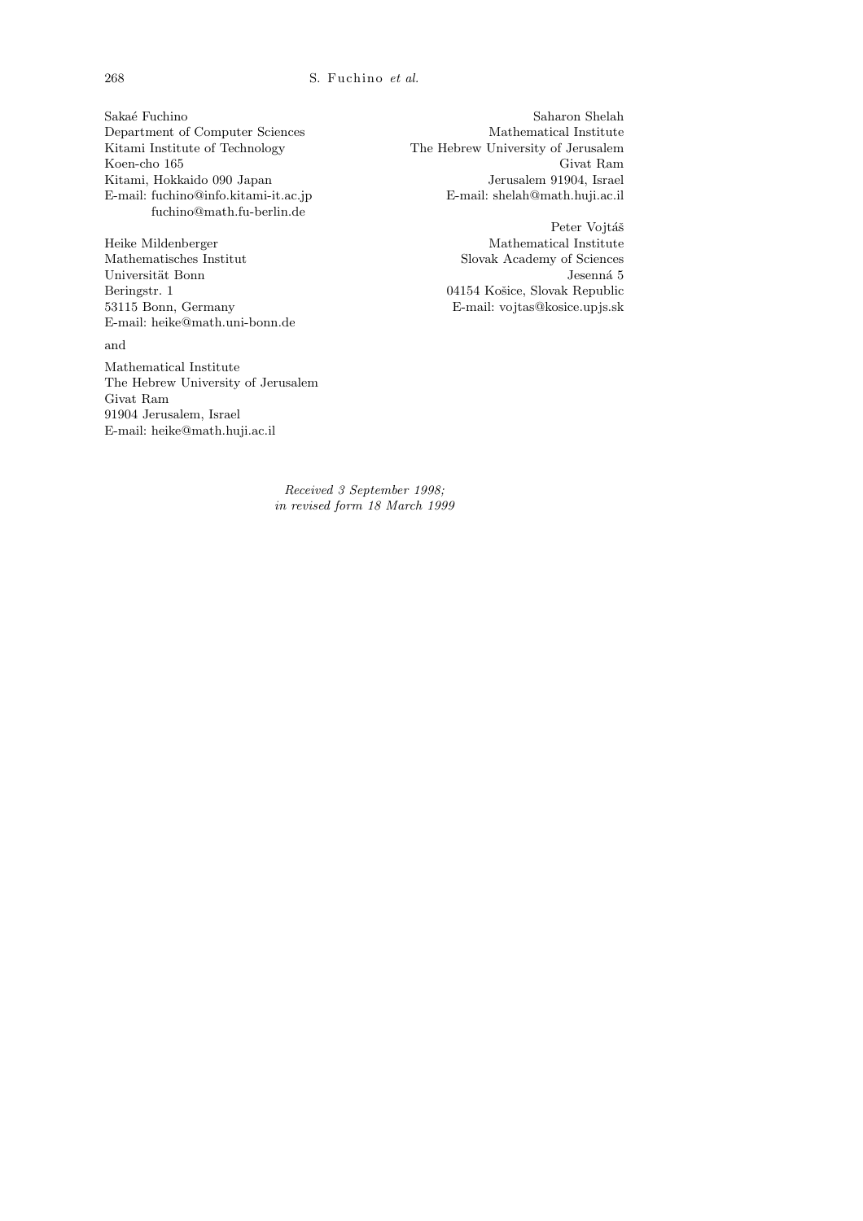Sakaé Fuchino
Department of Computer Sciences
Kitami Institute of Technology
Koen-cho 165
Kitami, Hokkaido 090 Japan
E-mail: fuchino@info.kitami-it.ac.jp
fuchino@math.fu-berlin.de

Heike Mildenberger
Mathematisches Institut
Universität Bonn
Beringstr. 1
53115 Bonn, Germany
E-mail: heike@math.uni-bonn.de

and

Mathematical Institute
The Hebrew University of Jerusalem
Givat Ram
91904 Jerusalem, Israel
E-mail: heike@math.huji.ac.il

Saharon Shelah
Mathematical Institute
The Hebrew University of Jerusalem
Givat Ram
Jerusalem 91904, Israel
E-mail: shelah@math.huji.ac.il

Peter Vojtáš
Mathematical Institute
Slovak Academy of Sciences
Jesenná 5
04154 Košice, Slovak Republic
E-mail: vojtas@kosice.upjs.sk

*Received 3 September 1998;*
*in revised form 18 March 1999*